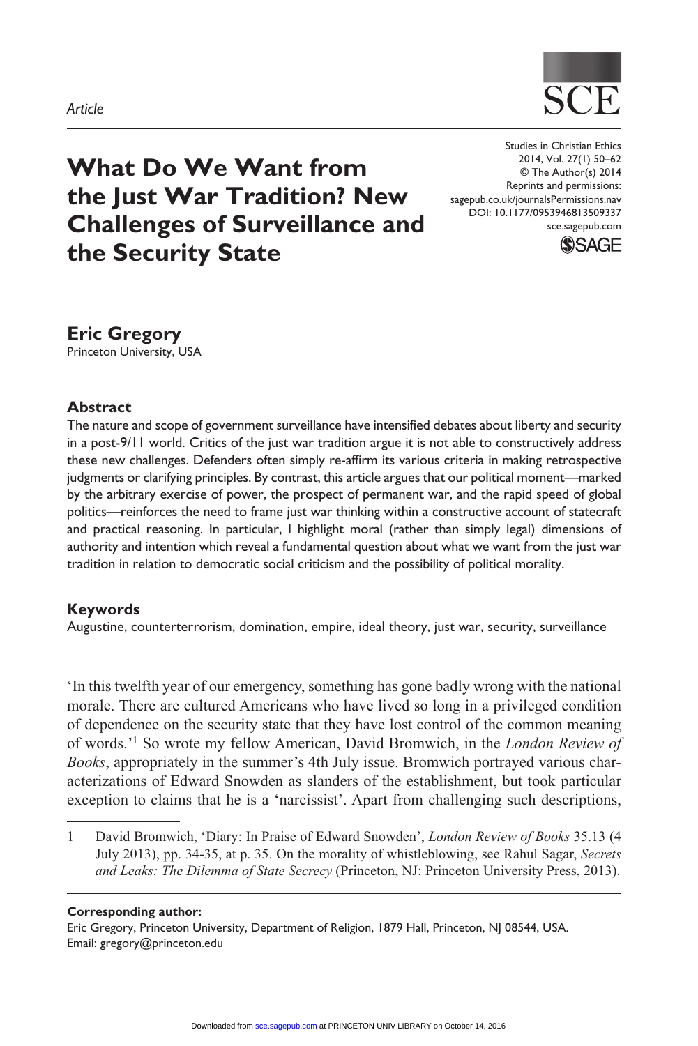Article

# What Do We Want from the Just War Tradition? New Challenges of Surveillance and the Security State

Studies in Christian Ethics
2014, Vol. 27(1) 50–62
© The Author(s) 2014
Reprints and permissions:
sagepub.co.uk/journalsPermissions.nav
DOI: 10.1177/0953946813509337
sce.sagepub.com

## Eric Gregory

Princeton University, USA

### Abstract

The nature and scope of government surveillance have intensified debates about liberty and security in a post-9/11 world. Critics of the just war tradition argue it is not able to constructively address these new challenges. Defenders often simply re-affirm its various criteria in making retrospective judgments or clarifying principles. By contrast, this article argues that our political moment—marked by the arbitrary exercise of power, the prospect of permanent war, and the rapid speed of global politics—reinforces the need to frame just war thinking within a constructive account of statecraft and practical reasoning. In particular, I highlight moral (rather than simply legal) dimensions of authority and intention which reveal a fundamental question about what we want from the just war tradition in relation to democratic social criticism and the possibility of political morality.

### Keywords

Augustine, counterterrorism, domination, empire, ideal theory, just war, security, surveillance

'In this twelfth year of our emergency, something has gone badly wrong with the national morale. There are cultured Americans who have lived so long in a privileged condition of dependence on the security state that they have lost control of the common meaning of words.'[1] So wrote my fellow American, David Bromwich, in the *London Review of Books*, appropriately in the summer's 4th July issue. Bromwich portrayed various characterizations of Edward Snowden as slanders of the establishment, but took particular exception to claims that he is a 'narcissist'. Apart from challenging such descriptions,

1 David Bromwich, 'Diary: In Praise of Edward Snowden', *London Review of Books* 35.13 (4 July 2013), pp. 34-35, at p. 35. On the morality of whistleblowing, see Rahul Sagar, *Secrets and Leaks: The Dilemma of State Secrecy* (Princeton, NJ: Princeton University Press, 2013).

**Corresponding author:**
Eric Gregory, Princeton University, Department of Religion, 1879 Hall, Princeton, NJ 08544, USA.
Email: gregory@princeton.edu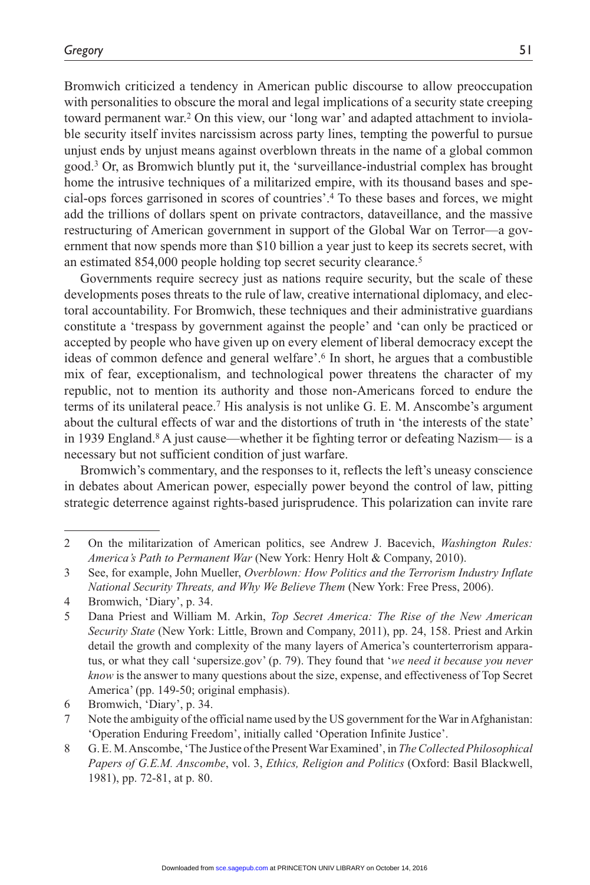Bromwich criticized a tendency in American public discourse to allow preoccupation with personalities to obscure the moral and legal implications of a security state creeping toward permanent war.[2] On this view, our 'long war' and adapted attachment to inviolable security itself invites narcissism across party lines, tempting the powerful to pursue unjust ends by unjust means against overblown threats in the name of a global common good.[3] Or, as Bromwich bluntly put it, the 'surveillance-industrial complex has brought home the intrusive techniques of a militarized empire, with its thousand bases and special-ops forces garrisoned in scores of countries'.[4] To these bases and forces, we might add the trillions of dollars spent on private contractors, dataveillance, and the massive restructuring of American government in support of the Global War on Terror—a government that now spends more than $10 billion a year just to keep its secrets secret, with an estimated 854,000 people holding top secret security clearance.[5]

Governments require secrecy just as nations require security, but the scale of these developments poses threats to the rule of law, creative international diplomacy, and electoral accountability. For Bromwich, these techniques and their administrative guardians constitute a 'trespass by government against the people' and 'can only be practiced or accepted by people who have given up on every element of liberal democracy except the ideas of common defence and general welfare'.[6] In short, he argues that a combustible mix of fear, exceptionalism, and technological power threatens the character of my republic, not to mention its authority and those non-Americans forced to endure the terms of its unilateral peace.[7] His analysis is not unlike G. E. M. Anscombe's argument about the cultural effects of war and the distortions of truth in 'the interests of the state' in 1939 England.[8] A just cause—whether it be fighting terror or defeating Nazism— is a necessary but not sufficient condition of just warfare.

Bromwich's commentary, and the responses to it, reflects the left's uneasy conscience in debates about American power, especially power beyond the control of law, pitting strategic deterrence against rights-based jurisprudence. This polarization can invite rare

---

2 On the militarization of American politics, see Andrew J. Bacevich, *Washington Rules: America's Path to Permanent War* (New York: Henry Holt & Company, 2010).

3 See, for example, John Mueller, *Overblown: How Politics and the Terrorism Industry Inflate National Security Threats, and Why We Believe Them* (New York: Free Press, 2006).

4 Bromwich, 'Diary', p. 34.

5 Dana Priest and William M. Arkin, *Top Secret America: The Rise of the New American Security State* (New York: Little, Brown and Company, 2011), pp. 24, 158. Priest and Arkin detail the growth and complexity of the many layers of America's counterterrorism apparatus, or what they call 'supersize.gov' (p. 79). They found that '*we need it because you never know* is the answer to many questions about the size, expense, and effectiveness of Top Secret America' (pp. 149-50; original emphasis).

6 Bromwich, 'Diary', p. 34.

7 Note the ambiguity of the official name used by the US government for the War in Afghanistan: 'Operation Enduring Freedom', initially called 'Operation Infinite Justice'.

8 G. E. M. Anscombe, 'The Justice of the Present War Examined', in *The Collected Philosophical Papers of G.E.M. Anscombe*, vol. 3, *Ethics, Religion and Politics* (Oxford: Basil Blackwell, 1981), pp. 72-81, at p. 80.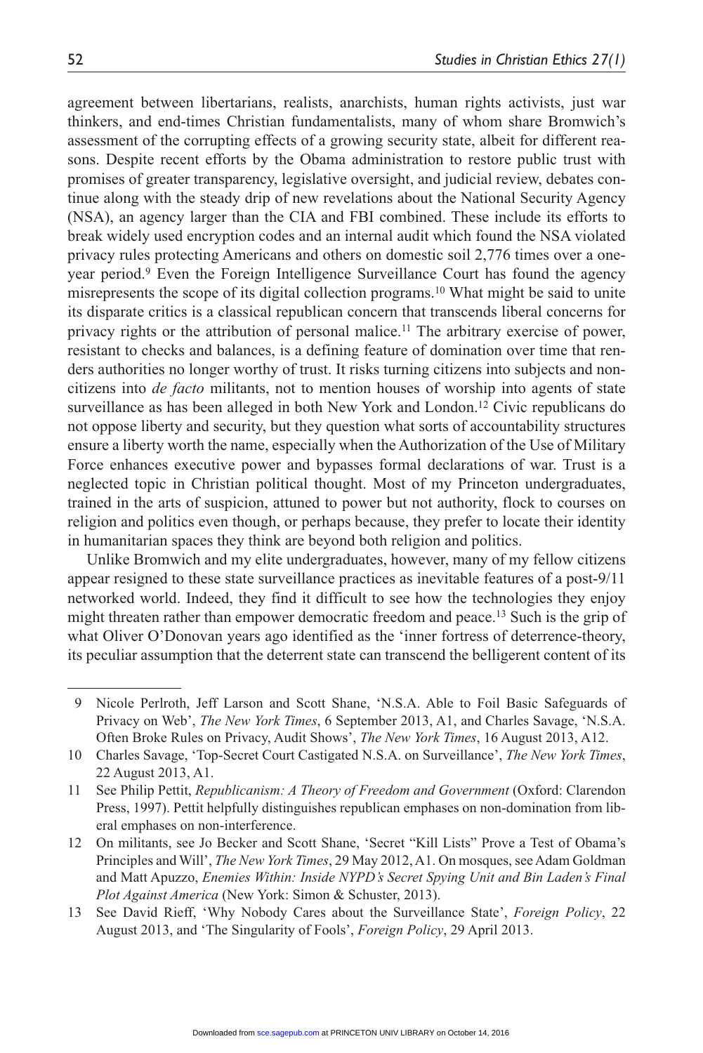agreement between libertarians, realists, anarchists, human rights activists, just war thinkers, and end-times Christian fundamentalists, many of whom share Bromwich's assessment of the corrupting effects of a growing security state, albeit for different reasons. Despite recent efforts by the Obama administration to restore public trust with promises of greater transparency, legislative oversight, and judicial review, debates continue along with the steady drip of new revelations about the National Security Agency (NSA), an agency larger than the CIA and FBI combined. These include its efforts to break widely used encryption codes and an internal audit which found the NSA violated privacy rules protecting Americans and others on domestic soil 2,776 times over a one-year period.[9] Even the Foreign Intelligence Surveillance Court has found the agency misrepresents the scope of its digital collection programs.[10] What might be said to unite its disparate critics is a classical republican concern that transcends liberal concerns for privacy rights or the attribution of personal malice.[11] The arbitrary exercise of power, resistant to checks and balances, is a defining feature of domination over time that renders authorities no longer worthy of trust. It risks turning citizens into subjects and non-citizens into *de facto* militants, not to mention houses of worship into agents of state surveillance as has been alleged in both New York and London.[12] Civic republicans do not oppose liberty and security, but they question what sorts of accountability structures ensure a liberty worth the name, especially when the Authorization of the Use of Military Force enhances executive power and bypasses formal declarations of war. Trust is a neglected topic in Christian political thought. Most of my Princeton undergraduates, trained in the arts of suspicion, attuned to power but not authority, flock to courses on religion and politics even though, or perhaps because, they prefer to locate their identity in humanitarian spaces they think are beyond both religion and politics.

Unlike Bromwich and my elite undergraduates, however, many of my fellow citizens appear resigned to these state surveillance practices as inevitable features of a post-9/11 networked world. Indeed, they find it difficult to see how the technologies they enjoy might threaten rather than empower democratic freedom and peace.[13] Such is the grip of what Oliver O'Donovan years ago identified as the 'inner fortress of deterrence-theory, its peculiar assumption that the deterrent state can transcend the belligerent content of its

---

9 Nicole Perlroth, Jeff Larson and Scott Shane, 'N.S.A. Able to Foil Basic Safeguards of Privacy on Web', *The New York Times*, 6 September 2013, A1, and Charles Savage, 'N.S.A. Often Broke Rules on Privacy, Audit Shows', *The New York Times*, 16 August 2013, A12.

10 Charles Savage, 'Top-Secret Court Castigated N.S.A. on Surveillance', *The New York Times*, 22 August 2013, A1.

11 See Philip Pettit, *Republicanism: A Theory of Freedom and Government* (Oxford: Clarendon Press, 1997). Pettit helpfully distinguishes republican emphases on non-domination from liberal emphases on non-interference.

12 On militants, see Jo Becker and Scott Shane, 'Secret "Kill Lists" Prove a Test of Obama's Principles and Will', *The New York Times*, 29 May 2012, A1. On mosques, see Adam Goldman and Matt Apuzzo, *Enemies Within: Inside NYPD's Secret Spying Unit and Bin Laden's Final Plot Against America* (New York: Simon & Schuster, 2013).

13 See David Rieff, 'Why Nobody Cares about the Surveillance State', *Foreign Policy*, 22 August 2013, and 'The Singularity of Fools', *Foreign Policy*, 29 April 2013.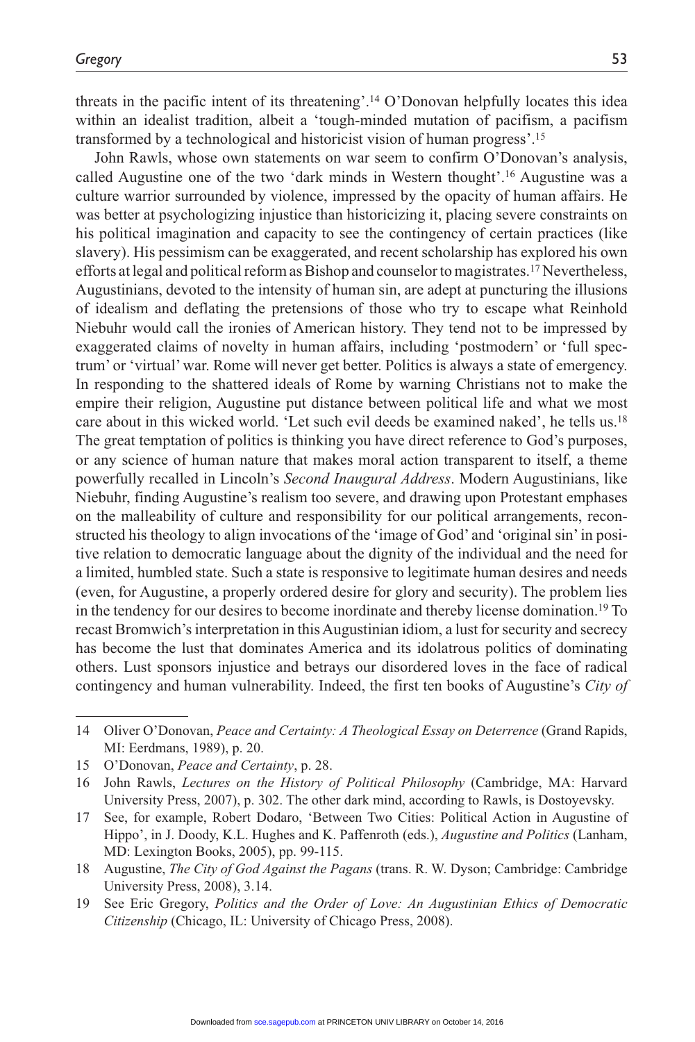threats in the pacific intent of its threatening'.[14] O'Donovan helpfully locates this idea within an idealist tradition, albeit a 'tough-minded mutation of pacifism, a pacifism transformed by a technological and historicist vision of human progress'.[15]

John Rawls, whose own statements on war seem to confirm O'Donovan's analysis, called Augustine one of the two 'dark minds in Western thought'.[16] Augustine was a culture warrior surrounded by violence, impressed by the opacity of human affairs. He was better at psychologizing injustice than historicizing it, placing severe constraints on his political imagination and capacity to see the contingency of certain practices (like slavery). His pessimism can be exaggerated, and recent scholarship has explored his own efforts at legal and political reform as Bishop and counselor to magistrates.[17] Nevertheless, Augustinians, devoted to the intensity of human sin, are adept at puncturing the illusions of idealism and deflating the pretensions of those who try to escape what Reinhold Niebuhr would call the ironies of American history. They tend not to be impressed by exaggerated claims of novelty in human affairs, including 'postmodern' or 'full spectrum' or 'virtual' war. Rome will never get better. Politics is always a state of emergency. In responding to the shattered ideals of Rome by warning Christians not to make the empire their religion, Augustine put distance between political life and what we most care about in this wicked world. 'Let such evil deeds be examined naked', he tells us.[18] The great temptation of politics is thinking you have direct reference to God's purposes, or any science of human nature that makes moral action transparent to itself, a theme powerfully recalled in Lincoln's *Second Inaugural Address*. Modern Augustinians, like Niebuhr, finding Augustine's realism too severe, and drawing upon Protestant emphases on the malleability of culture and responsibility for our political arrangements, reconstructed his theology to align invocations of the 'image of God' and 'original sin' in positive relation to democratic language about the dignity of the individual and the need for a limited, humbled state. Such a state is responsive to legitimate human desires and needs (even, for Augustine, a properly ordered desire for glory and security). The problem lies in the tendency for our desires to become inordinate and thereby license domination.[19] To recast Bromwich's interpretation in this Augustinian idiom, a lust for security and secrecy has become the lust that dominates America and its idolatrous politics of dominating others. Lust sponsors injustice and betrays our disordered loves in the face of radical contingency and human vulnerability. Indeed, the first ten books of Augustine's *City of*

---

14 Oliver O'Donovan, *Peace and Certainty: A Theological Essay on Deterrence* (Grand Rapids, MI: Eerdmans, 1989), p. 20.

15 O'Donovan, *Peace and Certainty*, p. 28.

16 John Rawls, *Lectures on the History of Political Philosophy* (Cambridge, MA: Harvard University Press, 2007), p. 302. The other dark mind, according to Rawls, is Dostoyevsky.

17 See, for example, Robert Dodaro, 'Between Two Cities: Political Action in Augustine of Hippo', in J. Doody, K.L. Hughes and K. Paffenroth (eds.), *Augustine and Politics* (Lanham, MD: Lexington Books, 2005), pp. 99-115.

18 Augustine, *The City of God Against the Pagans* (trans. R. W. Dyson; Cambridge: Cambridge University Press, 2008), 3.14.

19 See Eric Gregory, *Politics and the Order of Love: An Augustinian Ethics of Democratic Citizenship* (Chicago, IL: University of Chicago Press, 2008).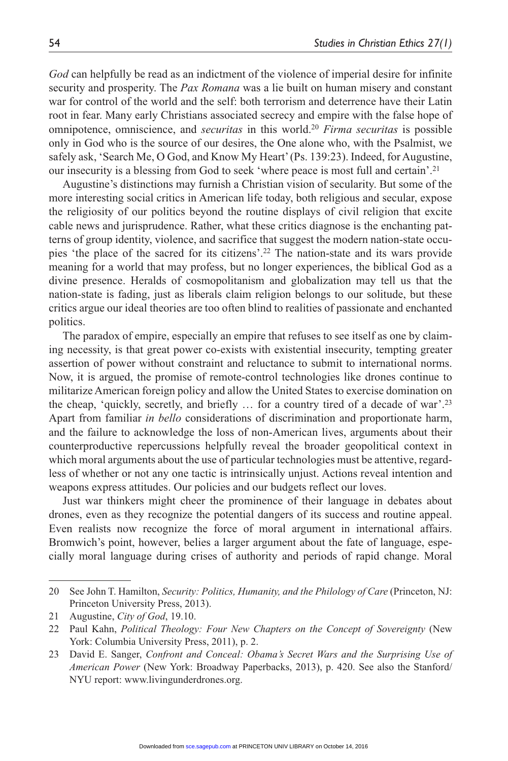*God* can helpfully be read as an indictment of the violence of imperial desire for infinite security and prosperity. The *Pax Romana* was a lie built on human misery and constant war for control of the world and the self: both terrorism and deterrence have their Latin root in fear. Many early Christians associated secrecy and empire with the false hope of omnipotence, omniscience, and *securitas* in this world.[20] *Firma securitas* is possible only in God who is the source of our desires, the One alone who, with the Psalmist, we safely ask, 'Search Me, O God, and Know My Heart' (Ps. 139:23). Indeed, for Augustine, our insecurity is a blessing from God to seek 'where peace is most full and certain'.[21]

Augustine's distinctions may furnish a Christian vision of secularity. But some of the more interesting social critics in American life today, both religious and secular, expose the religiosity of our politics beyond the routine displays of civil religion that excite cable news and jurisprudence. Rather, what these critics diagnose is the enchanting patterns of group identity, violence, and sacrifice that suggest the modern nation-state occupies 'the place of the sacred for its citizens'.[22] The nation-state and its wars provide meaning for a world that may profess, but no longer experiences, the biblical God as a divine presence. Heralds of cosmopolitanism and globalization may tell us that the nation-state is fading, just as liberals claim religion belongs to our solitude, but these critics argue our ideal theories are too often blind to realities of passionate and enchanted politics.

The paradox of empire, especially an empire that refuses to see itself as one by claiming necessity, is that great power co-exists with existential insecurity, tempting greater assertion of power without constraint and reluctance to submit to international norms. Now, it is argued, the promise of remote-control technologies like drones continue to militarize American foreign policy and allow the United States to exercise domination on the cheap, 'quickly, secretly, and briefly … for a country tired of a decade of war'.[23] Apart from familiar *in bello* considerations of discrimination and proportionate harm, and the failure to acknowledge the loss of non-American lives, arguments about their counterproductive repercussions helpfully reveal the broader geopolitical context in which moral arguments about the use of particular technologies must be attentive, regardless of whether or not any one tactic is intrinsically unjust. Actions reveal intention and weapons express attitudes. Our policies and our budgets reflect our loves.

Just war thinkers might cheer the prominence of their language in debates about drones, even as they recognize the potential dangers of its success and routine appeal. Even realists now recognize the force of moral argument in international affairs. Bromwich's point, however, belies a larger argument about the fate of language, especially moral language during crises of authority and periods of rapid change. Moral

20 See John T. Hamilton, *Security: Politics, Humanity, and the Philology of Care* (Princeton, NJ: Princeton University Press, 2013).

21 Augustine, *City of God*, 19.10.

22 Paul Kahn, *Political Theology: Four New Chapters on the Concept of Sovereignty* (New York: Columbia University Press, 2011), p. 2.

23 David E. Sanger, *Confront and Conceal: Obama's Secret Wars and the Surprising Use of American Power* (New York: Broadway Paperbacks, 2013), p. 420. See also the Stanford/NYU report: www.livingunderdrones.org.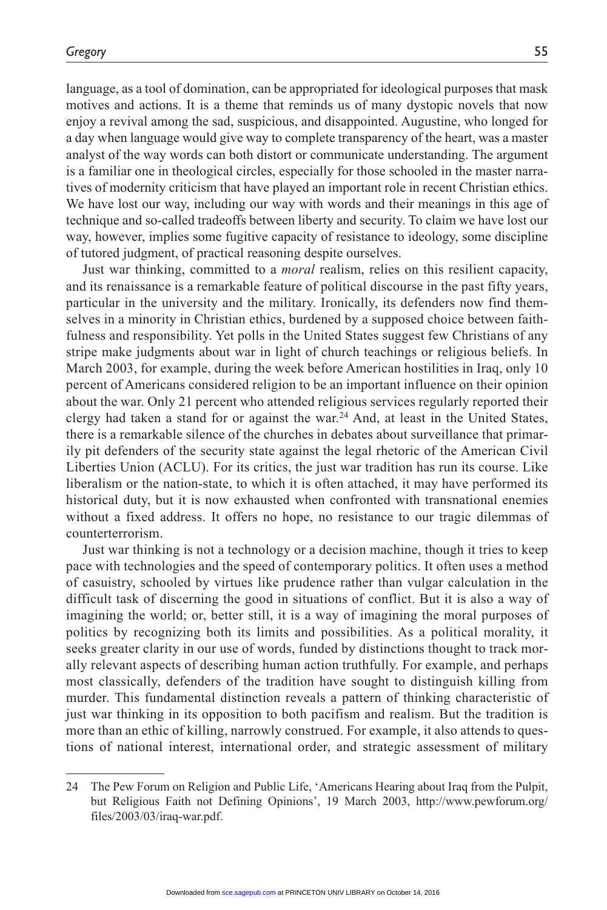language, as a tool of domination, can be appropriated for ideological purposes that mask motives and actions. It is a theme that reminds us of many dystopic novels that now enjoy a revival among the sad, suspicious, and disappointed. Augustine, who longed for a day when language would give way to complete transparency of the heart, was a master analyst of the way words can both distort or communicate understanding. The argument is a familiar one in theological circles, especially for those schooled in the master narratives of modernity criticism that have played an important role in recent Christian ethics. We have lost our way, including our way with words and their meanings in this age of technique and so-called tradeoffs between liberty and security. To claim we have lost our way, however, implies some fugitive capacity of resistance to ideology, some discipline of tutored judgment, of practical reasoning despite ourselves.

Just war thinking, committed to a *moral* realism, relies on this resilient capacity, and its renaissance is a remarkable feature of political discourse in the past fifty years, particular in the university and the military. Ironically, its defenders now find themselves in a minority in Christian ethics, burdened by a supposed choice between faithfulness and responsibility. Yet polls in the United States suggest few Christians of any stripe make judgments about war in light of church teachings or religious beliefs. In March 2003, for example, during the week before American hostilities in Iraq, only 10 percent of Americans considered religion to be an important influence on their opinion about the war. Only 21 percent who attended religious services regularly reported their clergy had taken a stand for or against the war.[24] And, at least in the United States, there is a remarkable silence of the churches in debates about surveillance that primarily pit defenders of the security state against the legal rhetoric of the American Civil Liberties Union (ACLU). For its critics, the just war tradition has run its course. Like liberalism or the nation-state, to which it is often attached, it may have performed its historical duty, but it is now exhausted when confronted with transnational enemies without a fixed address. It offers no hope, no resistance to our tragic dilemmas of counterterrorism.

Just war thinking is not a technology or a decision machine, though it tries to keep pace with technologies and the speed of contemporary politics. It often uses a method of casuistry, schooled by virtues like prudence rather than vulgar calculation in the difficult task of discerning the good in situations of conflict. But it is also a way of imagining the world; or, better still, it is a way of imagining the moral purposes of politics by recognizing both its limits and possibilities. As a political morality, it seeks greater clarity in our use of words, funded by distinctions thought to track morally relevant aspects of describing human action truthfully. For example, and perhaps most classically, defenders of the tradition have sought to distinguish killing from murder. This fundamental distinction reveals a pattern of thinking characteristic of just war thinking in its opposition to both pacifism and realism. But the tradition is more than an ethic of killing, narrowly construed. For example, it also attends to questions of national interest, international order, and strategic assessment of military

---

24 The Pew Forum on Religion and Public Life, 'Americans Hearing about Iraq from the Pulpit, but Religious Faith not Defining Opinions', 19 March 2003, http://www.pewforum.org/files/2003/03/iraq-war.pdf.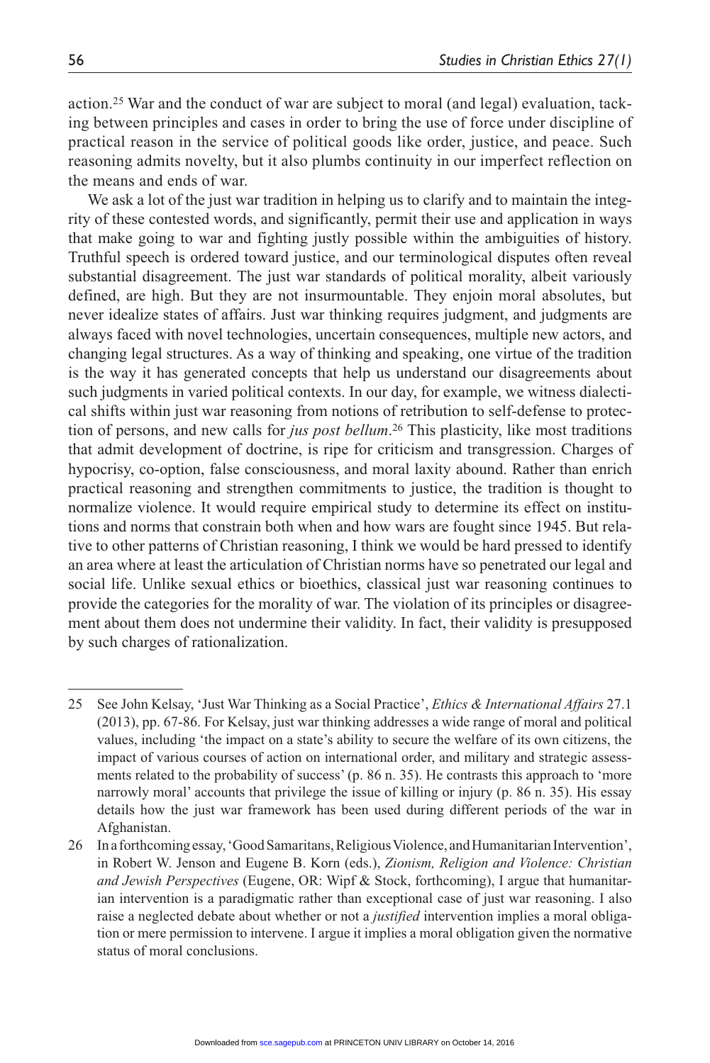action.[25] War and the conduct of war are subject to moral (and legal) evaluation, tacking between principles and cases in order to bring the use of force under discipline of practical reason in the service of political goods like order, justice, and peace. Such reasoning admits novelty, but it also plumbs continuity in our imperfect reflection on the means and ends of war.

We ask a lot of the just war tradition in helping us to clarify and to maintain the integrity of these contested words, and significantly, permit their use and application in ways that make going to war and fighting justly possible within the ambiguities of history. Truthful speech is ordered toward justice, and our terminological disputes often reveal substantial disagreement. The just war standards of political morality, albeit variously defined, are high. But they are not insurmountable. They enjoin moral absolutes, but never idealize states of affairs. Just war thinking requires judgment, and judgments are always faced with novel technologies, uncertain consequences, multiple new actors, and changing legal structures. As a way of thinking and speaking, one virtue of the tradition is the way it has generated concepts that help us understand our disagreements about such judgments in varied political contexts. In our day, for example, we witness dialectical shifts within just war reasoning from notions of retribution to self-defense to protection of persons, and new calls for *jus post bellum*.[26] This plasticity, like most traditions that admit development of doctrine, is ripe for criticism and transgression. Charges of hypocrisy, co-option, false consciousness, and moral laxity abound. Rather than enrich practical reasoning and strengthen commitments to justice, the tradition is thought to normalize violence. It would require empirical study to determine its effect on institutions and norms that constrain both when and how wars are fought since 1945. But relative to other patterns of Christian reasoning, I think we would be hard pressed to identify an area where at least the articulation of Christian norms have so penetrated our legal and social life. Unlike sexual ethics or bioethics, classical just war reasoning continues to provide the categories for the morality of war. The violation of its principles or disagreement about them does not undermine their validity. In fact, their validity is presupposed by such charges of rationalization.

---

25 See John Kelsay, 'Just War Thinking as a Social Practice', *Ethics & International Affairs* 27.1 (2013), pp. 67-86. For Kelsay, just war thinking addresses a wide range of moral and political values, including 'the impact on a state's ability to secure the welfare of its own citizens, the impact of various courses of action on international order, and military and strategic assessments related to the probability of success' (p. 86 n. 35). He contrasts this approach to 'more narrowly moral' accounts that privilege the issue of killing or injury (p. 86 n. 35). His essay details how the just war framework has been used during different periods of the war in Afghanistan.

26 In a forthcoming essay, 'Good Samaritans, Religious Violence, and Humanitarian Intervention', in Robert W. Jenson and Eugene B. Korn (eds.), *Zionism, Religion and Violence: Christian and Jewish Perspectives* (Eugene, OR: Wipf & Stock, forthcoming), I argue that humanitarian intervention is a paradigmatic rather than exceptional case of just war reasoning. I also raise a neglected debate about whether or not a *justified* intervention implies a moral obligation or mere permission to intervene. I argue it implies a moral obligation given the normative status of moral conclusions.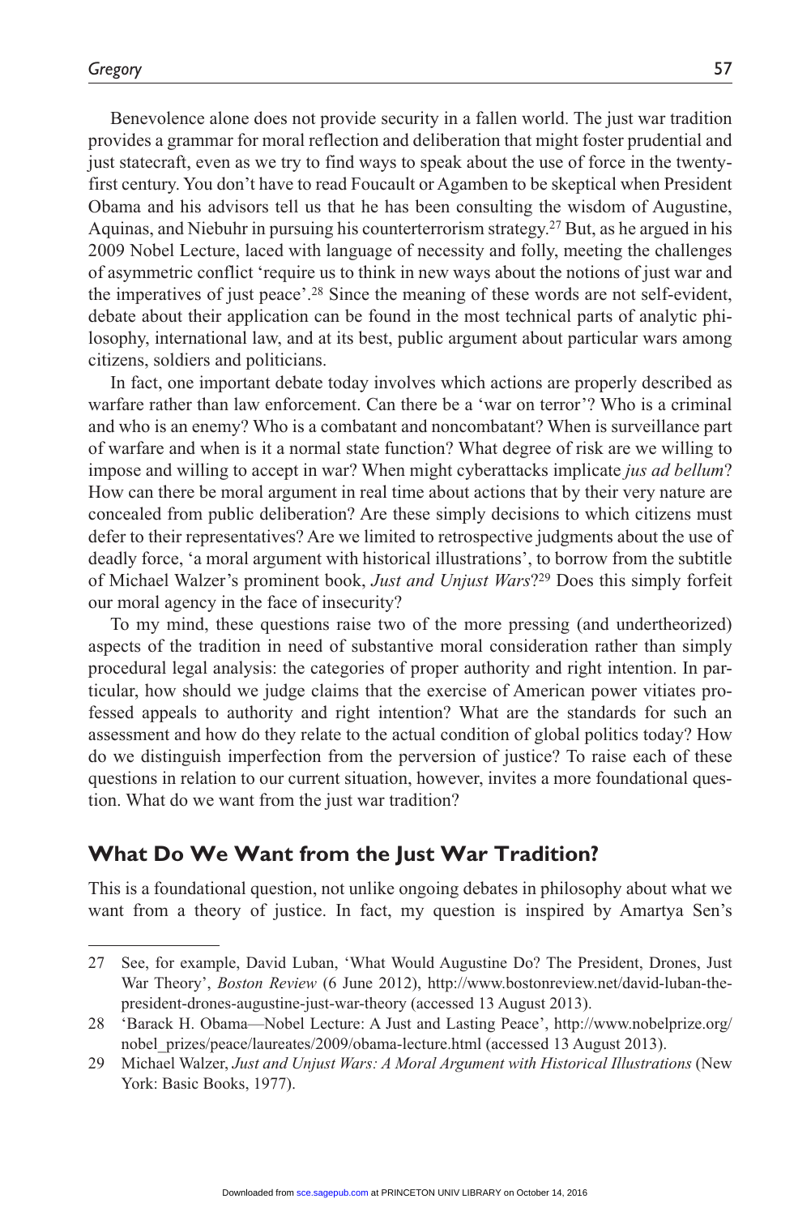Benevolence alone does not provide security in a fallen world. The just war tradition provides a grammar for moral reflection and deliberation that might foster prudential and just statecraft, even as we try to find ways to speak about the use of force in the twenty-first century. You don't have to read Foucault or Agamben to be skeptical when President Obama and his advisors tell us that he has been consulting the wisdom of Augustine, Aquinas, and Niebuhr in pursuing his counterterrorism strategy.[27] But, as he argued in his 2009 Nobel Lecture, laced with language of necessity and folly, meeting the challenges of asymmetric conflict 'require us to think in new ways about the notions of just war and the imperatives of just peace'.[28] Since the meaning of these words are not self-evident, debate about their application can be found in the most technical parts of analytic philosophy, international law, and at its best, public argument about particular wars among citizens, soldiers and politicians.

In fact, one important debate today involves which actions are properly described as warfare rather than law enforcement. Can there be a 'war on terror'? Who is a criminal and who is an enemy? Who is a combatant and noncombatant? When is surveillance part of warfare and when is it a normal state function? What degree of risk are we willing to impose and willing to accept in war? When might cyberattacks implicate *jus ad bellum*? How can there be moral argument in real time about actions that by their very nature are concealed from public deliberation? Are these simply decisions to which citizens must defer to their representatives? Are we limited to retrospective judgments about the use of deadly force, 'a moral argument with historical illustrations', to borrow from the subtitle of Michael Walzer's prominent book, *Just and Unjust Wars*?[29] Does this simply forfeit our moral agency in the face of insecurity?

To my mind, these questions raise two of the more pressing (and undertheorized) aspects of the tradition in need of substantive moral consideration rather than simply procedural legal analysis: the categories of proper authority and right intention. In particular, how should we judge claims that the exercise of American power vitiates professed appeals to authority and right intention? What are the standards for such an assessment and how do they relate to the actual condition of global politics today? How do we distinguish imperfection from the perversion of justice? To raise each of these questions in relation to our current situation, however, invites a more foundational question. What do we want from the just war tradition?

## What Do We Want from the Just War Tradition?

This is a foundational question, not unlike ongoing debates in philosophy about what we want from a theory of justice. In fact, my question is inspired by Amartya Sen's

---

27 See, for example, David Luban, 'What Would Augustine Do? The President, Drones, Just War Theory', *Boston Review* (6 June 2012), http://www.bostonreview.net/david-luban-the-president-drones-augustine-just-war-theory (accessed 13 August 2013).

28 'Barack H. Obama—Nobel Lecture: A Just and Lasting Peace', http://www.nobelprize.org/nobel_prizes/peace/laureates/2009/obama-lecture.html (accessed 13 August 2013).

29 Michael Walzer, *Just and Unjust Wars: A Moral Argument with Historical Illustrations* (New York: Basic Books, 1977).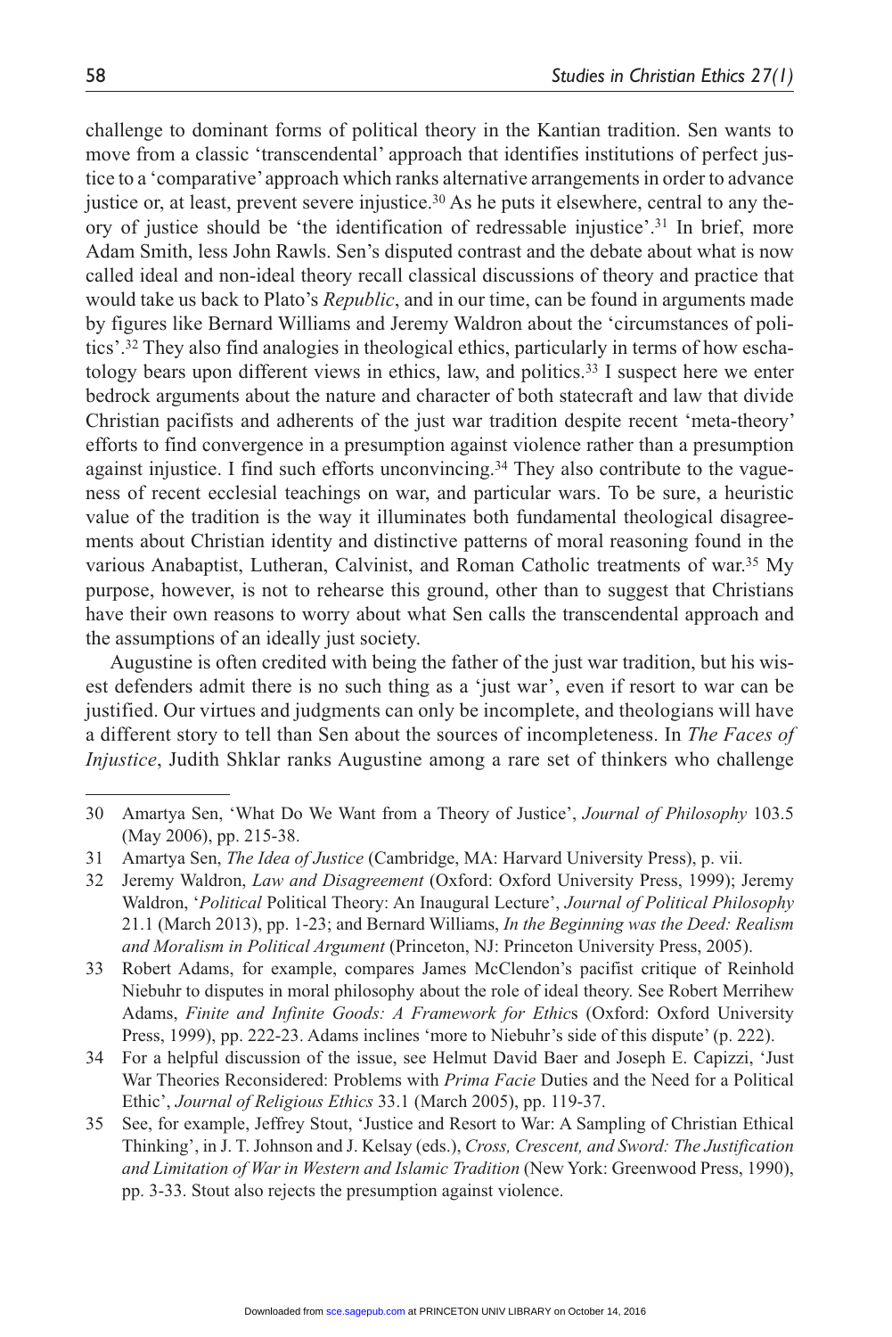challenge to dominant forms of political theory in the Kantian tradition. Sen wants to move from a classic 'transcendental' approach that identifies institutions of perfect justice to a 'comparative' approach which ranks alternative arrangements in order to advance justice or, at least, prevent severe injustice.[30] As he puts it elsewhere, central to any theory of justice should be 'the identification of redressable injustice'.[31] In brief, more Adam Smith, less John Rawls. Sen's disputed contrast and the debate about what is now called ideal and non-ideal theory recall classical discussions of theory and practice that would take us back to Plato's *Republic*, and in our time, can be found in arguments made by figures like Bernard Williams and Jeremy Waldron about the 'circumstances of politics'.[32] They also find analogies in theological ethics, particularly in terms of how eschatology bears upon different views in ethics, law, and politics.[33] I suspect here we enter bedrock arguments about the nature and character of both statecraft and law that divide Christian pacifists and adherents of the just war tradition despite recent 'meta-theory' efforts to find convergence in a presumption against violence rather than a presumption against injustice. I find such efforts unconvincing.[34] They also contribute to the vagueness of recent ecclesial teachings on war, and particular wars. To be sure, a heuristic value of the tradition is the way it illuminates both fundamental theological disagreements about Christian identity and distinctive patterns of moral reasoning found in the various Anabaptist, Lutheran, Calvinist, and Roman Catholic treatments of war.[35] My purpose, however, is not to rehearse this ground, other than to suggest that Christians have their own reasons to worry about what Sen calls the transcendental approach and the assumptions of an ideally just society.

Augustine is often credited with being the father of the just war tradition, but his wisest defenders admit there is no such thing as a 'just war', even if resort to war can be justified. Our virtues and judgments can only be incomplete, and theologians will have a different story to tell than Sen about the sources of incompleteness. In *The Faces of Injustice*, Judith Shklar ranks Augustine among a rare set of thinkers who challenge

---

30 Amartya Sen, 'What Do We Want from a Theory of Justice', *Journal of Philosophy* 103.5 (May 2006), pp. 215-38.

31 Amartya Sen, *The Idea of Justice* (Cambridge, MA: Harvard University Press), p. vii.

32 Jeremy Waldron, *Law and Disagreement* (Oxford: Oxford University Press, 1999); Jeremy Waldron, '*Political* Political Theory: An Inaugural Lecture', *Journal of Political Philosophy* 21.1 (March 2013), pp. 1-23; and Bernard Williams, *In the Beginning was the Deed: Realism and Moralism in Political Argument* (Princeton, NJ: Princeton University Press, 2005).

33 Robert Adams, for example, compares James McClendon's pacifist critique of Reinhold Niebuhr to disputes in moral philosophy about the role of ideal theory. See Robert Merrihew Adams, *Finite and Infinite Goods: A Framework for Ethics* (Oxford: Oxford University Press, 1999), pp. 222-23. Adams inclines 'more to Niebuhr's side of this dispute' (p. 222).

34 For a helpful discussion of the issue, see Helmut David Baer and Joseph E. Capizzi, 'Just War Theories Reconsidered: Problems with *Prima Facie* Duties and the Need for a Political Ethic', *Journal of Religious Ethics* 33.1 (March 2005), pp. 119-37.

35 See, for example, Jeffrey Stout, 'Justice and Resort to War: A Sampling of Christian Ethical Thinking', in J. T. Johnson and J. Kelsay (eds.), *Cross, Crescent, and Sword: The Justification and Limitation of War in Western and Islamic Tradition* (New York: Greenwood Press, 1990), pp. 3-33. Stout also rejects the presumption against violence.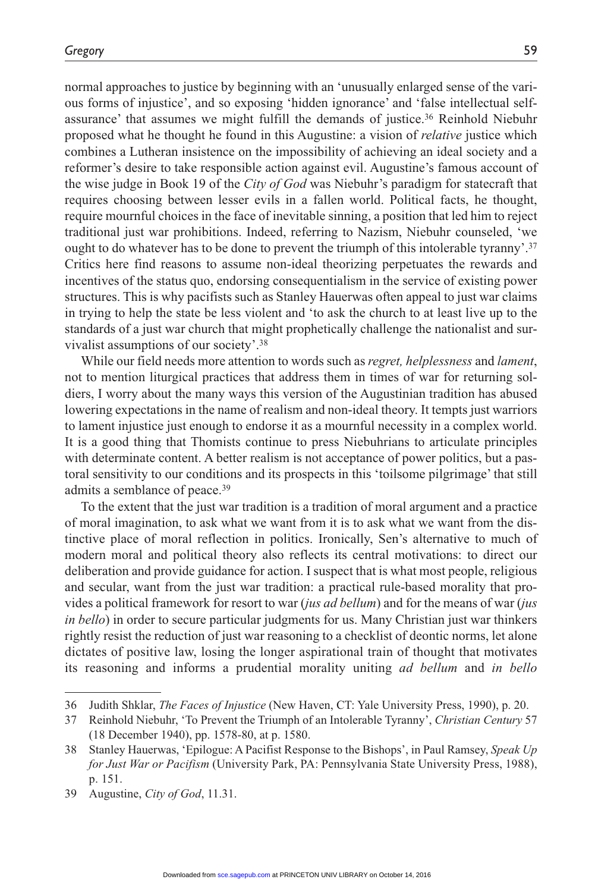normal approaches to justice by beginning with an 'unusually enlarged sense of the various forms of injustice', and so exposing 'hidden ignorance' and 'false intellectual self-assurance' that assumes we might fulfill the demands of justice.[36] Reinhold Niebuhr proposed what he thought he found in this Augustine: a vision of *relative* justice which combines a Lutheran insistence on the impossibility of achieving an ideal society and a reformer's desire to take responsible action against evil. Augustine's famous account of the wise judge in Book 19 of the *City of God* was Niebuhr's paradigm for statecraft that requires choosing between lesser evils in a fallen world. Political facts, he thought, require mournful choices in the face of inevitable sinning, a position that led him to reject traditional just war prohibitions. Indeed, referring to Nazism, Niebuhr counseled, 'we ought to do whatever has to be done to prevent the triumph of this intolerable tyranny'.[37] Critics here find reasons to assume non-ideal theorizing perpetuates the rewards and incentives of the status quo, endorsing consequentialism in the service of existing power structures. This is why pacifists such as Stanley Hauerwas often appeal to just war claims in trying to help the state be less violent and 'to ask the church to at least live up to the standards of a just war church that might prophetically challenge the nationalist and survivalist assumptions of our society'.[38]

While our field needs more attention to words such as *regret, helplessness* and *lament*, not to mention liturgical practices that address them in times of war for returning soldiers, I worry about the many ways this version of the Augustinian tradition has abused lowering expectations in the name of realism and non-ideal theory. It tempts just warriors to lament injustice just enough to endorse it as a mournful necessity in a complex world. It is a good thing that Thomists continue to press Niebuhrians to articulate principles with determinate content. A better realism is not acceptance of power politics, but a pastoral sensitivity to our conditions and its prospects in this 'toilsome pilgrimage' that still admits a semblance of peace.[39]

To the extent that the just war tradition is a tradition of moral argument and a practice of moral imagination, to ask what we want from it is to ask what we want from the distinctive place of moral reflection in politics. Ironically, Sen's alternative to much of modern moral and political theory also reflects its central motivations: to direct our deliberation and provide guidance for action. I suspect that is what most people, religious and secular, want from the just war tradition: a practical rule-based morality that provides a political framework for resort to war (*jus ad bellum*) and for the means of war (*jus in bello*) in order to secure particular judgments for us. Many Christian just war thinkers rightly resist the reduction of just war reasoning to a checklist of deontic norms, let alone dictates of positive law, losing the longer aspirational train of thought that motivates its reasoning and informs a prudential morality uniting *ad bellum* and *in bello*

36 Judith Shklar, *The Faces of Injustice* (New Haven, CT: Yale University Press, 1990), p. 20.

37 Reinhold Niebuhr, 'To Prevent the Triumph of an Intolerable Tyranny', *Christian Century* 57 (18 December 1940), pp. 1578-80, at p. 1580.

38 Stanley Hauerwas, 'Epilogue: A Pacifist Response to the Bishops', in Paul Ramsey, *Speak Up for Just War or Pacifism* (University Park, PA: Pennsylvania State University Press, 1988), p. 151.

39 Augustine, *City of God*, 11.31.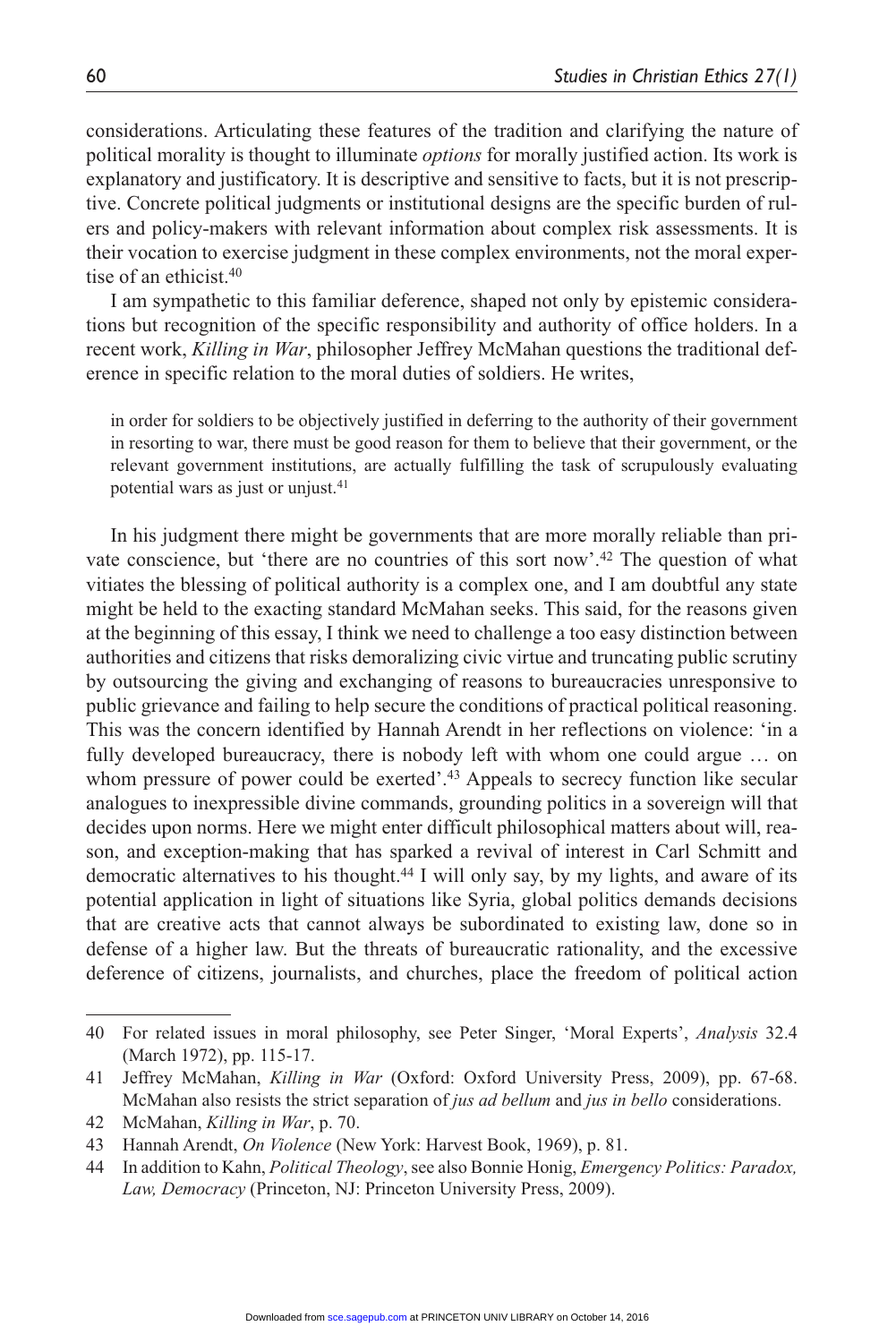considerations. Articulating these features of the tradition and clarifying the nature of political morality is thought to illuminate *options* for morally justified action. Its work is explanatory and justificatory. It is descriptive and sensitive to facts, but it is not prescriptive. Concrete political judgments or institutional designs are the specific burden of rulers and policy-makers with relevant information about complex risk assessments. It is their vocation to exercise judgment in these complex environments, not the moral expertise of an ethicist.[40]

I am sympathetic to this familiar deference, shaped not only by epistemic considerations but recognition of the specific responsibility and authority of office holders. In a recent work, *Killing in War*, philosopher Jeffrey McMahan questions the traditional deference in specific relation to the moral duties of soldiers. He writes,

> in order for soldiers to be objectively justified in deferring to the authority of their government in resorting to war, there must be good reason for them to believe that their government, or the relevant government institutions, are actually fulfilling the task of scrupulously evaluating potential wars as just or unjust.[41]

In his judgment there might be governments that are more morally reliable than private conscience, but 'there are no countries of this sort now'.[42] The question of what vitiates the blessing of political authority is a complex one, and I am doubtful any state might be held to the exacting standard McMahan seeks. This said, for the reasons given at the beginning of this essay, I think we need to challenge a too easy distinction between authorities and citizens that risks demoralizing civic virtue and truncating public scrutiny by outsourcing the giving and exchanging of reasons to bureaucracies unresponsive to public grievance and failing to help secure the conditions of practical political reasoning. This was the concern identified by Hannah Arendt in her reflections on violence: 'in a fully developed bureaucracy, there is nobody left with whom one could argue … on whom pressure of power could be exerted'.[43] Appeals to secrecy function like secular analogues to inexpressible divine commands, grounding politics in a sovereign will that decides upon norms. Here we might enter difficult philosophical matters about will, reason, and exception-making that has sparked a revival of interest in Carl Schmitt and democratic alternatives to his thought.[44] I will only say, by my lights, and aware of its potential application in light of situations like Syria, global politics demands decisions that are creative acts that cannot always be subordinated to existing law, done so in defense of a higher law. But the threats of bureaucratic rationality, and the excessive deference of citizens, journalists, and churches, place the freedom of political action

40 For related issues in moral philosophy, see Peter Singer, 'Moral Experts', *Analysis* 32.4 (March 1972), pp. 115-17.

41 Jeffrey McMahan, *Killing in War* (Oxford: Oxford University Press, 2009), pp. 67-68. McMahan also resists the strict separation of *jus ad bellum* and *jus in bello* considerations.

42 McMahan, *Killing in War*, p. 70.

43 Hannah Arendt, *On Violence* (New York: Harvest Book, 1969), p. 81.

44 In addition to Kahn, *Political Theology*, see also Bonnie Honig, *Emergency Politics: Paradox, Law, Democracy* (Princeton, NJ: Princeton University Press, 2009).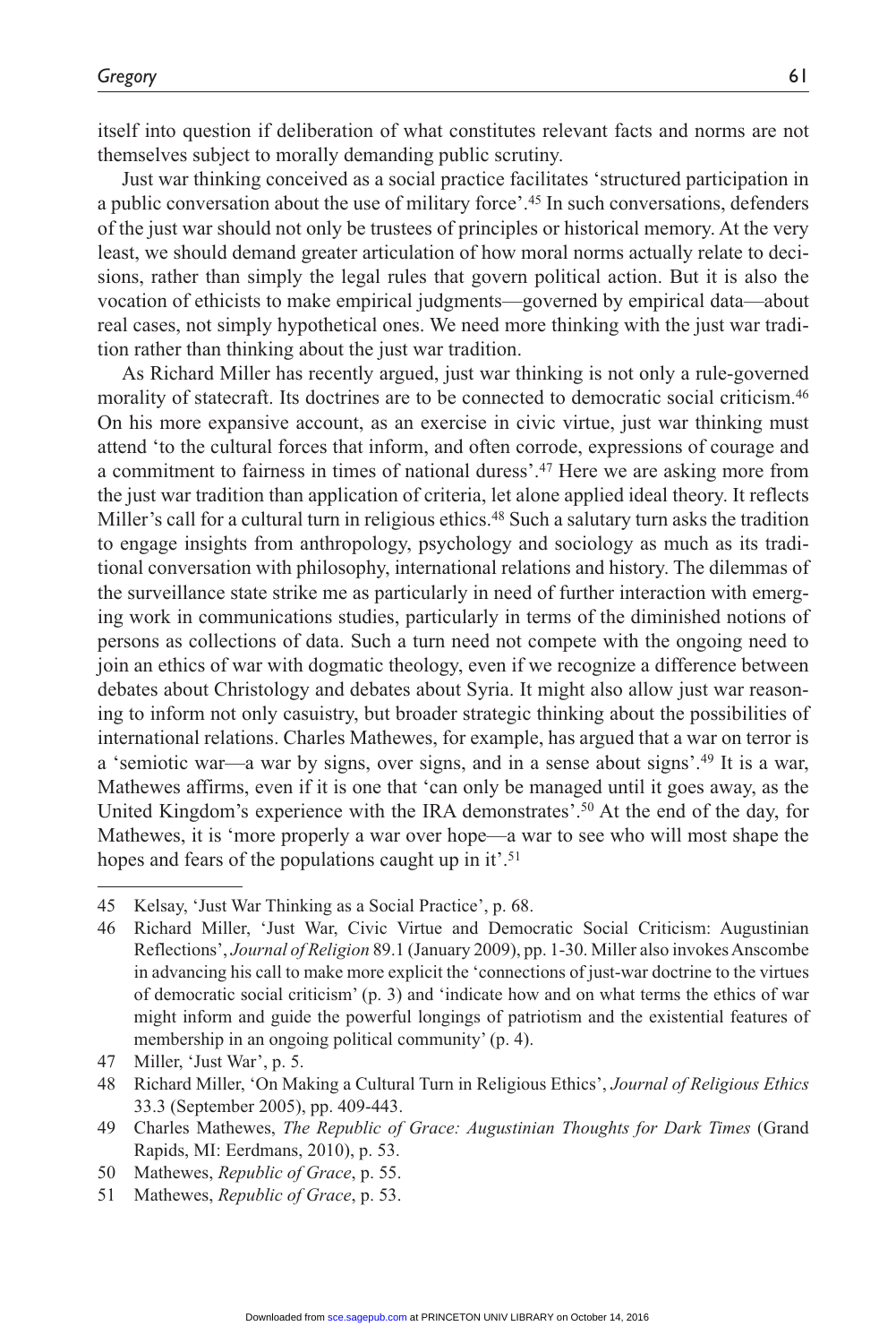itself into question if deliberation of what constitutes relevant facts and norms are not themselves subject to morally demanding public scrutiny.

Just war thinking conceived as a social practice facilitates 'structured participation in a public conversation about the use of military force'.[45] In such conversations, defenders of the just war should not only be trustees of principles or historical memory. At the very least, we should demand greater articulation of how moral norms actually relate to decisions, rather than simply the legal rules that govern political action. But it is also the vocation of ethicists to make empirical judgments—governed by empirical data—about real cases, not simply hypothetical ones. We need more thinking with the just war tradition rather than thinking about the just war tradition.

As Richard Miller has recently argued, just war thinking is not only a rule-governed morality of statecraft. Its doctrines are to be connected to democratic social criticism.[46] On his more expansive account, as an exercise in civic virtue, just war thinking must attend 'to the cultural forces that inform, and often corrode, expressions of courage and a commitment to fairness in times of national duress'.[47] Here we are asking more from the just war tradition than application of criteria, let alone applied ideal theory. It reflects Miller's call for a cultural turn in religious ethics.[48] Such a salutary turn asks the tradition to engage insights from anthropology, psychology and sociology as much as its traditional conversation with philosophy, international relations and history. The dilemmas of the surveillance state strike me as particularly in need of further interaction with emerging work in communications studies, particularly in terms of the diminished notions of persons as collections of data. Such a turn need not compete with the ongoing need to join an ethics of war with dogmatic theology, even if we recognize a difference between debates about Christology and debates about Syria. It might also allow just war reasoning to inform not only casuistry, but broader strategic thinking about the possibilities of international relations. Charles Mathewes, for example, has argued that a war on terror is a 'semiotic war—a war by signs, over signs, and in a sense about signs'.[49] It is a war, Mathewes affirms, even if it is one that 'can only be managed until it goes away, as the United Kingdom's experience with the IRA demonstrates'.[50] At the end of the day, for Mathewes, it is 'more properly a war over hope—a war to see who will most shape the hopes and fears of the populations caught up in it'.[51]

45 Kelsay, 'Just War Thinking as a Social Practice', p. 68.

46 Richard Miller, 'Just War, Civic Virtue and Democratic Social Criticism: Augustinian Reflections', *Journal of Religion* 89.1 (January 2009), pp. 1-30. Miller also invokes Anscombe in advancing his call to make more explicit the 'connections of just-war doctrine to the virtues of democratic social criticism' (p. 3) and 'indicate how and on what terms the ethics of war might inform and guide the powerful longings of patriotism and the existential features of membership in an ongoing political community' (p. 4).

47 Miller, 'Just War', p. 5.

48 Richard Miller, 'On Making a Cultural Turn in Religious Ethics', *Journal of Religious Ethics* 33.3 (September 2005), pp. 409-443.

49 Charles Mathewes, *The Republic of Grace: Augustinian Thoughts for Dark Times* (Grand Rapids, MI: Eerdmans, 2010), p. 53.

50 Mathewes, *Republic of Grace*, p. 55.

51 Mathewes, *Republic of Grace*, p. 53.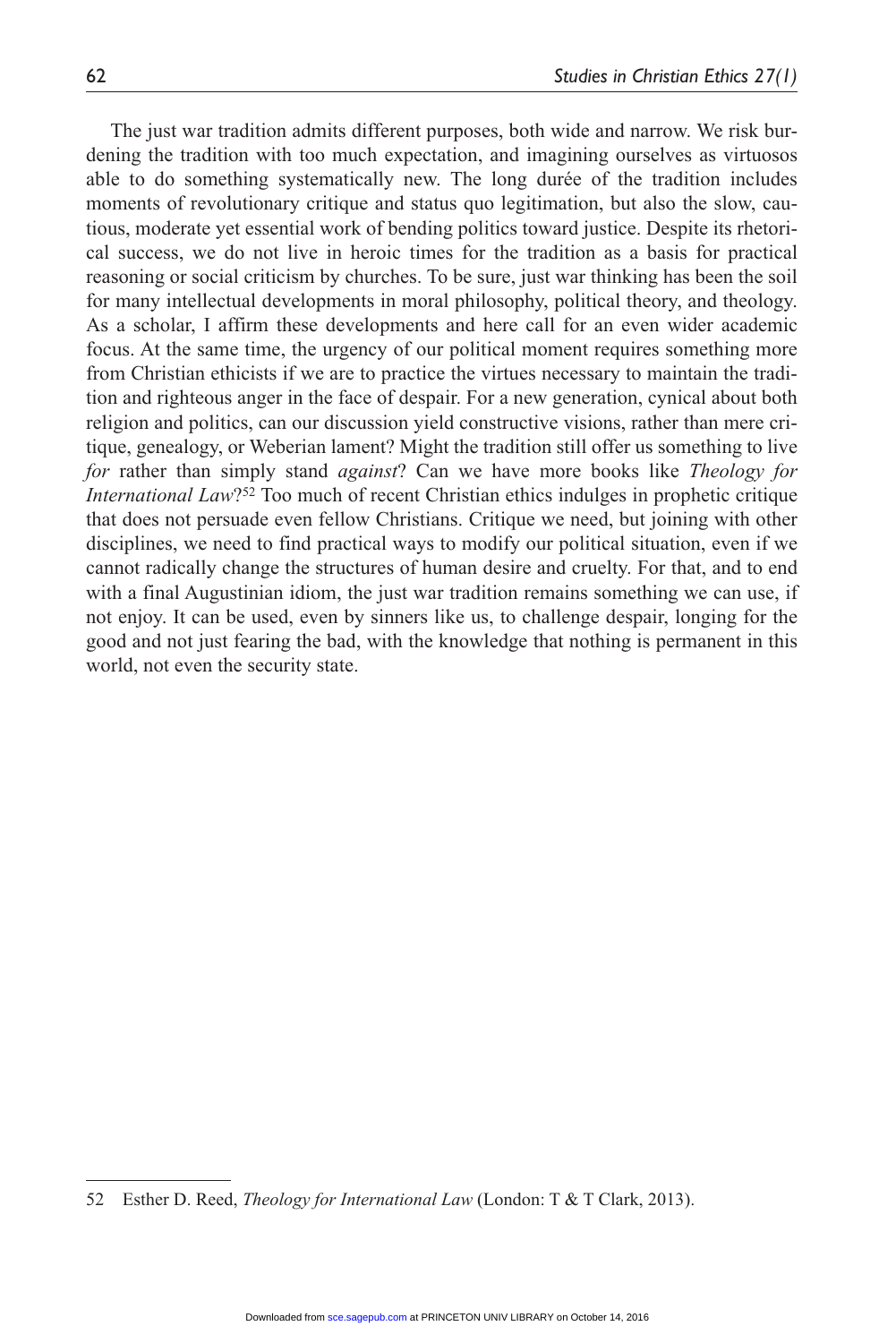The just war tradition admits different purposes, both wide and narrow. We risk burdening the tradition with too much expectation, and imagining ourselves as virtuosos able to do something systematically new. The long durée of the tradition includes moments of revolutionary critique and status quo legitimation, but also the slow, cautious, moderate yet essential work of bending politics toward justice. Despite its rhetorical success, we do not live in heroic times for the tradition as a basis for practical reasoning or social criticism by churches. To be sure, just war thinking has been the soil for many intellectual developments in moral philosophy, political theory, and theology. As a scholar, I affirm these developments and here call for an even wider academic focus. At the same time, the urgency of our political moment requires something more from Christian ethicists if we are to practice the virtues necessary to maintain the tradition and righteous anger in the face of despair. For a new generation, cynical about both religion and politics, can our discussion yield constructive visions, rather than mere critique, genealogy, or Weberian lament? Might the tradition still offer us something to live *for* rather than simply stand *against*? Can we have more books like *Theology for International Law*?[52] Too much of recent Christian ethics indulges in prophetic critique that does not persuade even fellow Christians. Critique we need, but joining with other disciplines, we need to find practical ways to modify our political situation, even if we cannot radically change the structures of human desire and cruelty. For that, and to end with a final Augustinian idiom, the just war tradition remains something we can use, if not enjoy. It can be used, even by sinners like us, to challenge despair, longing for the good and not just fearing the bad, with the knowledge that nothing is permanent in this world, not even the security state.

---

52 Esther D. Reed, *Theology for International Law* (London: T & T Clark, 2013).